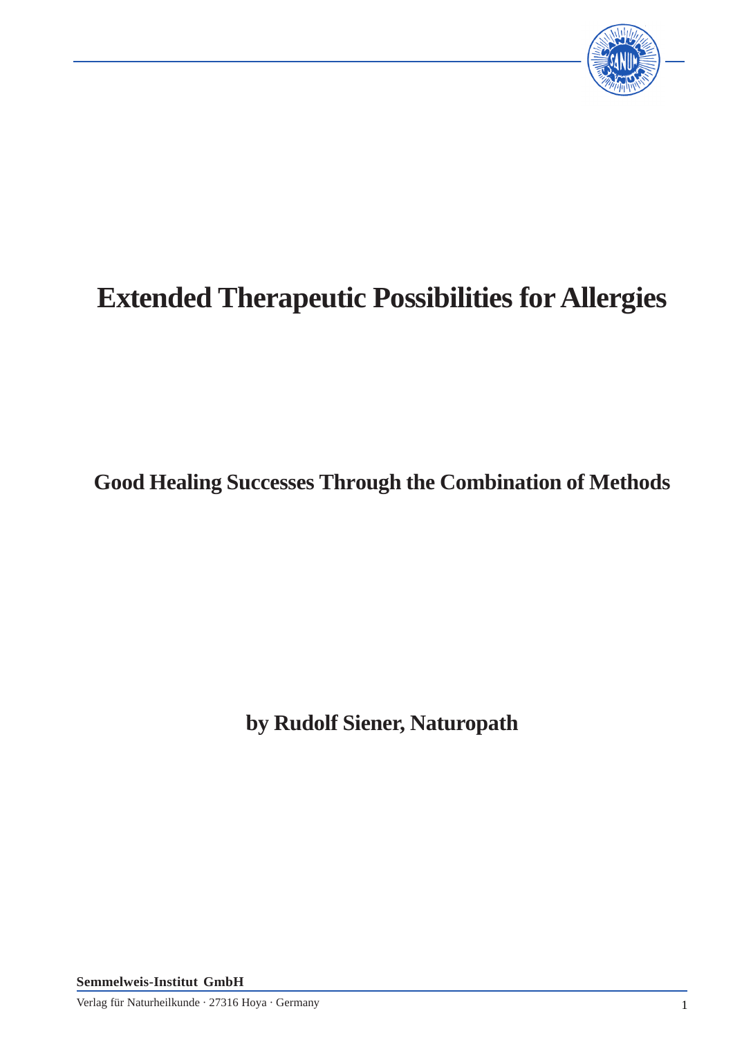# Extended Therapeutic Possibilities for Allergies

## Good Healing Successes Through the Combination of Methods

**by Rudolf Siener, Naturopath**

**Semmelweis-Institut GmbH**

Verlag für Naturheilkunde · 27316 Hoya · Germany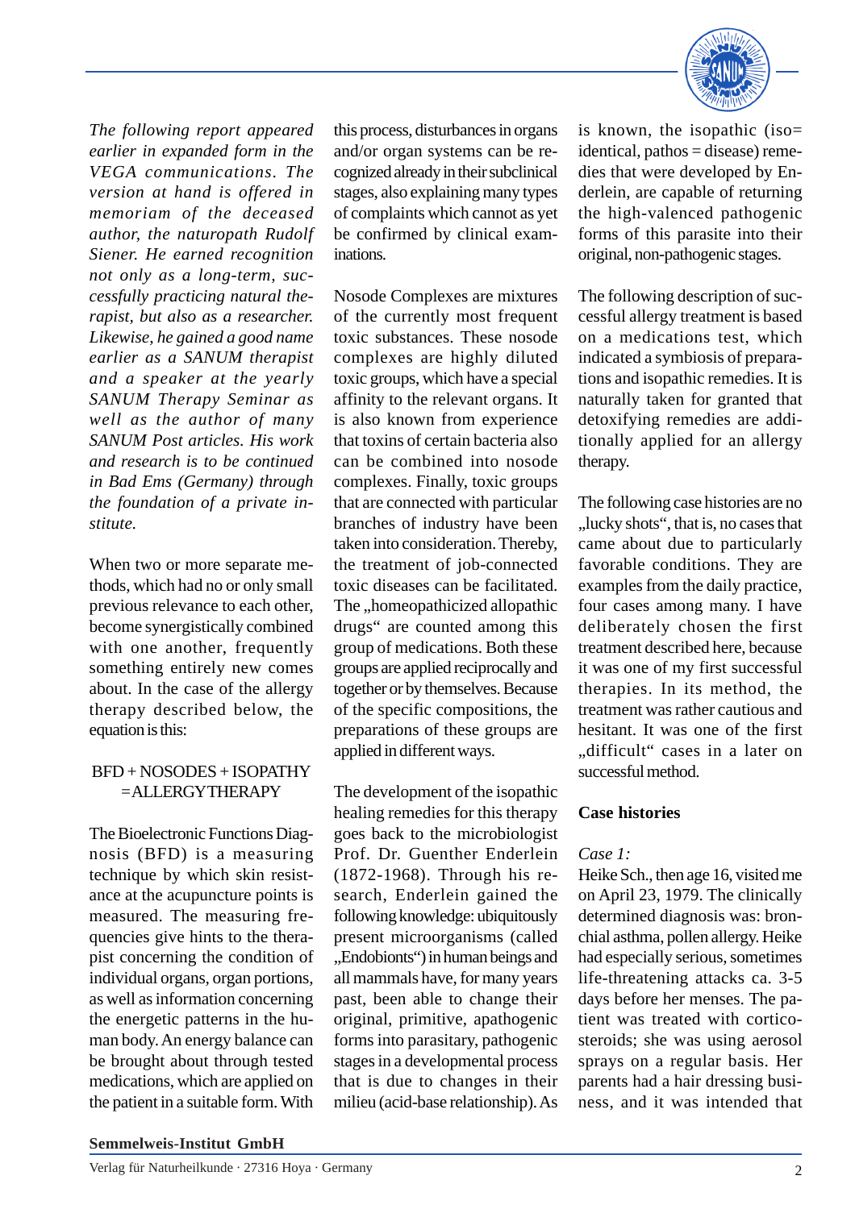*The following report appeared earlier in expanded form in the VEGA communications. The version at hand is offered in memoriam of the deceased author, the naturopath Rudolf Siener. He earned recognition not only as a long-term, successfully practicing natural therapist, but also as a researcher. Likewise, he gained a good name earlier as a SANUM therapist and a speaker at the yearly SANUM Therapy Seminar as well as the author of many SANUM Post articles. His work and research is to be continued in Bad Ems (Germany) through the foundation of a private institute.*

When two or more separate methods, which had no or only small previous relevance to each other, become synergistically combined with one another, frequently something entirely new comes about. In the case of the allergy therapy described below, the equation is this:

BFD + NOSODES + ISOPATHY
= ALLERGY THERAPY

The Bioelectronic Functions Diagnosis (BFD) is a measuring technique by which skin resistance at the acupuncture points is measured. The measuring frequencies give hints to the therapist concerning the condition of individual organs, organ portions, as well as information concerning the energetic patterns in the human body. An energy balance can be brought about through tested medications, which are applied on the patient in a suitable form. With this process, disturbances in organs and/or organ systems can be recognized already in their subclinical stages, also explaining many types of complaints which cannot as yet be confirmed by clinical examinations.

Nosode Complexes are mixtures of the currently most frequent toxic substances. These nosode complexes are highly diluted toxic groups, which have a special affinity to the relevant organs. It is also known from experience that toxins of certain bacteria also can be combined into nosode complexes. Finally, toxic groups that are connected with particular branches of industry have been taken into consideration. Thereby, the treatment of job-connected toxic diseases can be facilitated. The „homeopathicized allopathic drugs“ are counted among this group of medications. Both these groups are applied reciprocally and together or by themselves. Because of the specific compositions, the preparations of these groups are applied in different ways.

The development of the isopathic healing remedies for this therapy goes back to the microbiologist Prof. Dr. Guenther Enderlein (1872-1968). Through his research, Enderlein gained the following knowledge: ubiquitously present microorganisms (called „Endobionts“) in human beings and all mammals have, for many years past, been able to change their original, primitive, apathogenic forms into parasitary, pathogenic stages in a developmental process that is due to changes in their milieu (acid-base relationship). As is known, the isopathic (iso= identical, pathos = disease) remedies that were developed by Enderlein, are capable of returning the high-valenced pathogenic forms of this parasite into their original, non-pathogenic stages.

The following description of successful allergy treatment is based on a medications test, which indicated a symbiosis of preparations and isopathic remedies. It is naturally taken for granted that detoxifying remedies are additionally applied for an allergy therapy.

The following case histories are no „lucky shots“, that is, no cases that came about due to particularly favorable conditions. They are examples from the daily practice, four cases among many. I have deliberately chosen the first treatment described here, because it was one of my first successful therapies. In its method, the treatment was rather cautious and hesitant. It was one of the first „difficult“ cases in a later on successful method.

## Case histories

*Case 1:*

Heike Sch., then age 16, visited me on April 23, 1979. The clinically determined diagnosis was: bronchial asthma, pollen allergy. Heike had especially serious, sometimes life-threatening attacks ca. 3-5 days before her menses. The patient was treated with corticosteroids; she was using aerosol sprays on a regular basis. Her parents had a hair dressing business, and it was intended that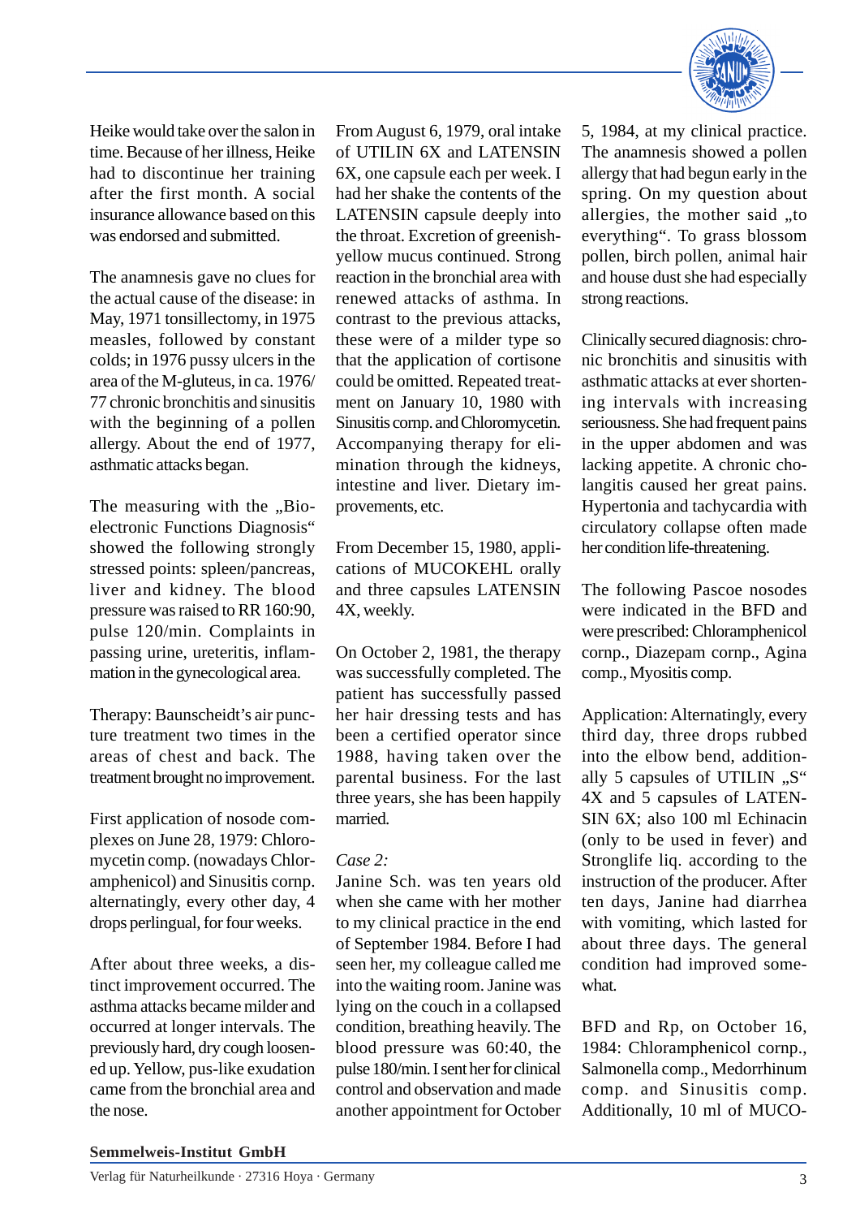Heike would take over the salon in time. Because of her illness, Heike had to discontinue her training after the first month. A social insurance allowance based on this was endorsed and submitted.

The anamnesis gave no clues for the actual cause of the disease: in May, 1971 tonsillectomy, in 1975 measles, followed by constant colds; in 1976 pussy ulcers in the area of the M-gluteus, in ca. 1976/77 chronic bronchitis and sinusitis with the beginning of a pollen allergy. About the end of 1977, asthmatic attacks began.

The measuring with the „Bio-electronic Functions Diagnosis“ showed the following strongly stressed points: spleen/pancreas, liver and kidney. The blood pressure was raised to RR 160:90, pulse 120/min. Complaints in passing urine, ureteritis, inflammation in the gynecological area.

Therapy: Baunscheidt's air puncture treatment two times in the areas of chest and back. The treatment brought no improvement.

First application of nosode complexes on June 28, 1979: Chloromycetin comp. (nowadays Chloramphenicol) and Sinusitis cornp. alternatingly, every other day, 4 drops perlingual, for four weeks.

After about three weeks, a distinct improvement occurred. The asthma attacks became milder and occurred at longer intervals. The previously hard, dry cough loosened up. Yellow, pus-like exudation came from the bronchial area and the nose.

From August 6, 1979, oral intake of UTILIN 6X and LATENSIN 6X, one capsule each per week. I had her shake the contents of the LATENSIN capsule deeply into the throat. Excretion of greenish-yellow mucus continued. Strong reaction in the bronchial area with renewed attacks of asthma. In contrast to the previous attacks, these were of a milder type so that the application of cortisone could be omitted. Repeated treatment on January 10, 1980 with Sinusitis comp. and Chloromycetin. Accompanying therapy for elimination through the kidneys, intestine and liver. Dietary improvements, etc.

From December 15, 1980, applications of MUCOKEHL orally and three capsules LATENSIN 4X, weekly.

On October 2, 1981, the therapy was successfully completed. The patient has successfully passed her hair dressing tests and has been a certified operator since 1988, having taken over the parental business. For the last three years, she has been happily married.

*Case 2:*
Janine Sch. was ten years old when she came with her mother to my clinical practice in the end of September 1984. Before I had seen her, my colleague called me into the waiting room. Janine was lying on the couch in a collapsed condition, breathing heavily. The blood pressure was 60:40, the pulse 180/min. I sent her for clinical control and observation and made another appointment for October 5, 1984, at my clinical practice. The anamnesis showed a pollen allergy that had begun early in the spring. On my question about allergies, the mother said „to everything“. To grass blossom pollen, birch pollen, animal hair and house dust she had especially strong reactions.

Clinically secured diagnosis: chronic bronchitis and sinusitis with asthmatic attacks at ever shortening intervals with increasing seriousness. She had frequent pains in the upper abdomen and was lacking appetite. A chronic cholangitis caused her great pains. Hypertonia and tachycardia with circulatory collapse often made her condition life-threatening.

The following Pascoe nosodes were indicated in the BFD and were prescribed: Chloramphenicol cornp., Diazepam cornp., Agina comp., Myositis comp.

Application: Alternatingly, every third day, three drops rubbed into the elbow bend, additionally 5 capsules of UTILIN „S“ 4X and 5 capsules of LATENSIN 6X; also 100 ml Echinacin (only to be used in fever) and Stronglife liq. according to the instruction of the producer. After ten days, Janine had diarrhea with vomiting, which lasted for about three days. The general condition had improved somewhat.

BFD and Rp, on October 16, 1984: Chloramphenicol cornp., Salmonella comp., Medorrhinum comp. and Sinusitis comp. Additionally, 10 ml of MUCO-

**Semmelweis-Institut GmbH**
Verlag für Naturheilkunde · 27316 Hoya · Germany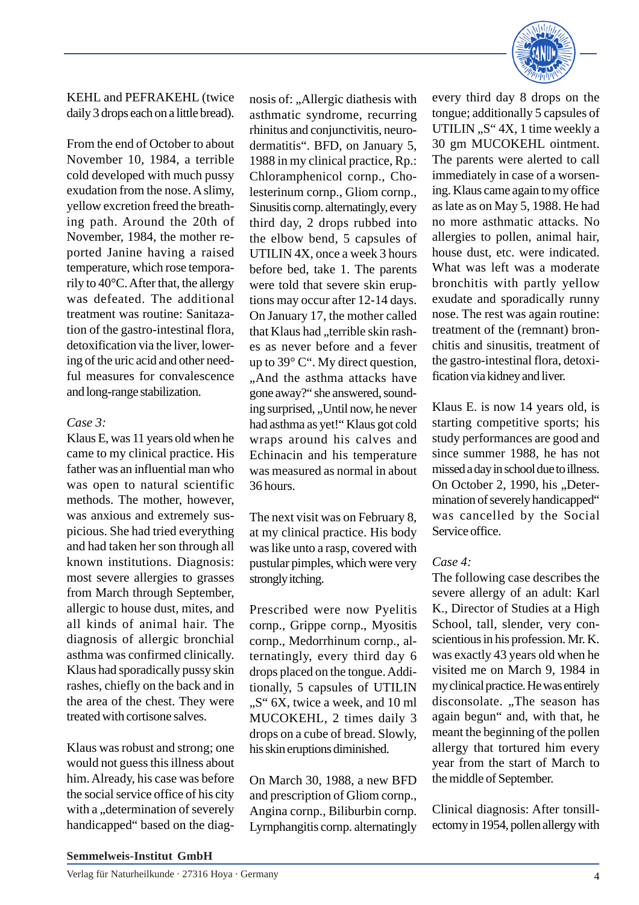KEHL and PEFRAKEHL (twice daily 3 drops each on a little bread).

From the end of October to about November 10, 1984, a terrible cold developed with much pussy exudation from the nose. A slimy, yellow excretion freed the breathing path. Around the 20th of November, 1984, the mother reported Janine having a raised temperature, which rose temporarily to 40°C. After that, the allergy was defeated. The additional treatment was routine: Sanitazation of the gastro-intestinal flora, detoxification via the liver, lowering of the uric acid and other needful measures for convalescence and long-range stabilization.

*Case 3:*

Klaus E, was 11 years old when he came to my clinical practice. His father was an influential man who was open to natural scientific methods. The mother, however, was anxious and extremely suspicious. She had tried everything and had taken her son through all known institutions. Diagnosis: most severe allergies to grasses from March through September, allergic to house dust, mites, and all kinds of animal hair. The diagnosis of allergic bronchial asthma was confirmed clinically. Klaus had sporadically pussy skin rashes, chiefly on the back and in the area of the chest. They were treated with cortisone salves.

Klaus was robust and strong; one would not guess this illness about him. Already, his case was before the social service office of his city with a „determination of severely handicapped" based on the diagnosis of: „Allergic diathesis with asthmatic syndrome, recurring rhinitus and conjunctivitis, neurodermatitis". BFD, on January 5, 1988 in my clinical practice, Rp.: Chloramphenicol cornp., Cholesterinum cornp., Gliom cornp., Sinusitis cornp. alternatingly, every third day, 2 drops rubbed into the elbow bend, 5 capsules of UTILIN 4X, once a week 3 hours before bed, take 1. The parents were told that severe skin eruptions may occur after 12-14 days. On January 17, the mother called that Klaus had „terrible skin rashes as never before and a fever up to 39° C". My direct question, „And the asthma attacks have gone away?" she answered, sounding surprised, „Until now, he never had asthma as yet!" Klaus got cold wraps around his calves and Echinacin and his temperature was measured as normal in about 36 hours.

The next visit was on February 8, at my clinical practice. His body was like unto a rasp, covered with pustular pimples, which were very strongly itching.

Prescribed were now Pyelitis cornp., Grippe cornp., Myositis cornp., Medorrhinum cornp., alternatingly, every third day 6 drops placed on the tongue. Additionally, 5 capsules of UTILIN „S" 6X, twice a week, and 10 ml MUCOKEHL, 2 times daily 3 drops on a cube of bread. Slowly, his skin eruptions diminished.

On March 30, 1988, a new BFD and prescription of Gliom cornp., Angina cornp., Biliburbin cornp. Lyrnphangitis cornp. alternatingly every third day 8 drops on the tongue; additionally 5 capsules of UTILIN „S" 4X, 1 time weekly a 30 gm MUCOKEHL ointment. The parents were alerted to call immediately in case of a worsening. Klaus came again to my office as late as on May 5, 1988. He had no more asthmatic attacks. No allergies to pollen, animal hair, house dust, etc. were indicated. What was left was a moderate bronchitis with partly yellow exudate and sporadically runny nose. The rest was again routine: treatment of the (remnant) bronchitis and sinusitis, treatment of the gastro-intestinal flora, detoxification via kidney and liver.

Klaus E. is now 14 years old, is starting competitive sports; his study performances are good and since summer 1988, he has not missed a day in school due to illness. On October 2, 1990, his „Determination of severely handicapped" was cancelled by the Social Service office.

*Case 4:*

The following case describes the severe allergy of an adult: Karl K., Director of Studies at a High School, tall, slender, very conscientious in his profession. Mr. K. was exactly 43 years old when he visited me on March 9, 1984 in my clinical practice. He was entirely disconsolate. „The season has again begun" and, with that, he meant the beginning of the pollen allergy that tortured him every year from the start of March to the middle of September.

Clinical diagnosis: After tonsillectomy in 1954, pollen allergy with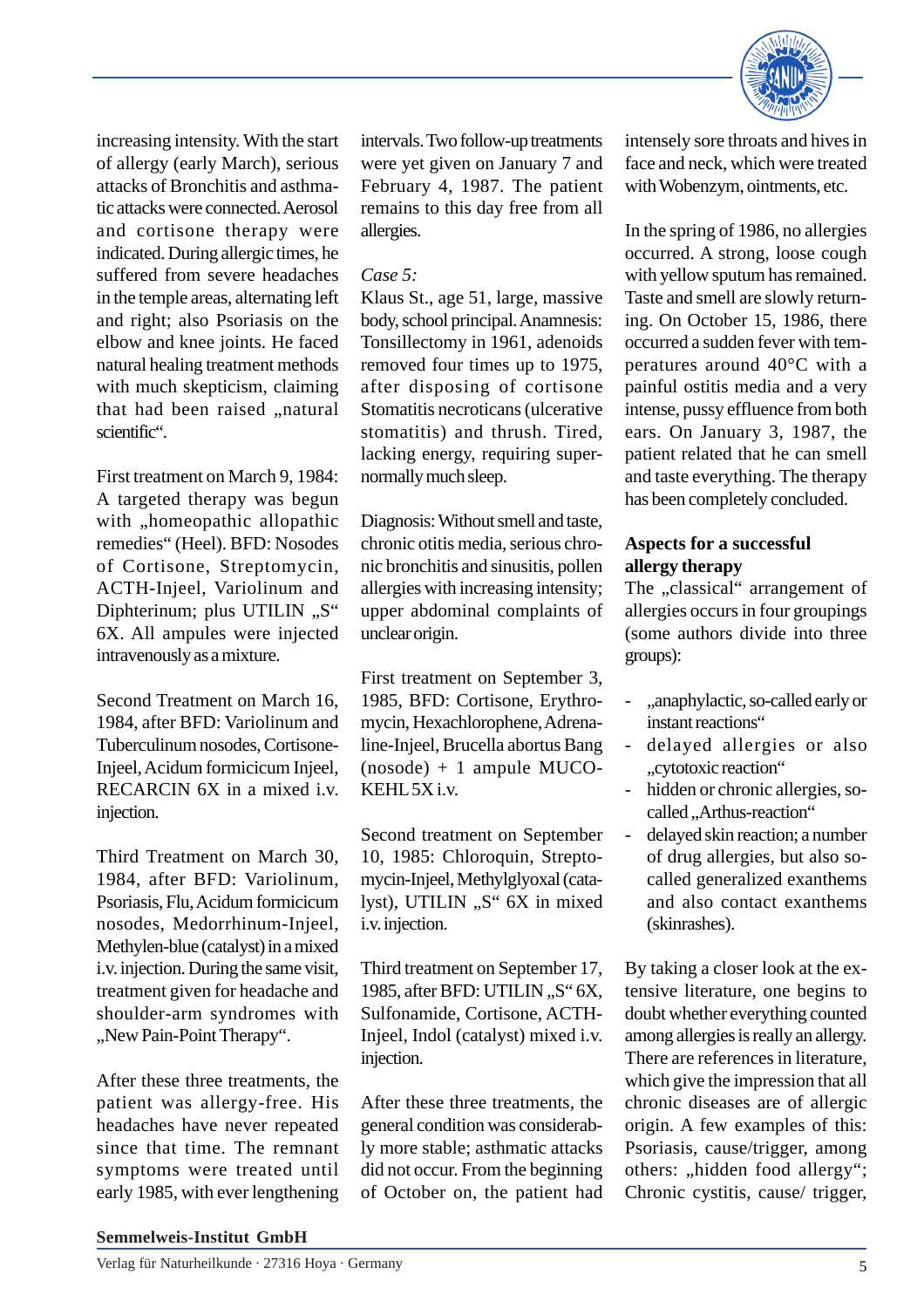increasing intensity. With the start of allergy (early March), serious attacks of Bronchitis and asthmatic attacks were connected. Aerosol and cortisone therapy were indicated. During allergic times, he suffered from severe headaches in the temple areas, alternating left and right; also Psoriasis on the elbow and knee joints. He faced natural healing treatment methods with much skeptisism, claiming that had been raised „natural scientific".

First treatment on March 9, 1984: A targeted therapy was begun with „homeopathic allopathic remedies" (Heel). BFD: Nosodes of Cortisone, Streptomycin, ACTH-Injeel, Variolinum and Diphterinum; plus UTILIN „S" 6X. All ampules were injected intravenously as a mixture.

Second Treatment on March 16, 1984, after BFD: Variolinum and Tuberculinum nosodes, Cortisone-Injeel, Acidum formicicum Injeel, RECARCIN 6X in a mixed i.v. injection.

Third Treatment on March 30, 1984, after BFD: Variolinum, Psoriasis, Flu, Acidum formicicum nosodes, Medorrhinum-Injeel, Methylen-blue (catalyst) in a mixed i.v. injection. During the same visit, treatment given for headache and shoulder-arm syndromes with „New Pain-Point Therapy".

After these three treatments, the patient was allergy-free. His headaches have never repeated since that time. The remnant symptoms were treated until early 1985, with ever lengthening intervals. Two follow-up treatments were yet given on January 7 and February 4, 1987. The patient remains to this day free from all allergies.

*Case 5:*
Klaus St., age 51, large, massive body, school principal. Anamnesis: Tonsillectomy in 1961, adenoids removed four times up to 1975, after disposing of cortisone Stomatitis necroticans (ulcerative stomatitis) and thrush. Tired, lacking energy, requiring supernormally much sleep.

Diagnosis: Without smell and taste, chronic otitis media, serious chronic bronchitis and sinusitis, pollen allergies with increasing intensity; upper abdominal complaints of unclear origin.

First treatment on September 3, 1985, BFD: Cortisone, Erythromycin, Hexachlorophene, Adrenaline-Injeel, Brucella abortus Bang (nosode) + 1 ampule MUCOKEHL 5X i.v.

Second treatment on September 10, 1985: Chloroquin, Streptomycin-Injeel, Methylglyoxal (catalyst), UTILIN „S" 6X in mixed i.v. injection.

Third treatment on September 17, 1985, after BFD: UTILIN „S" 6X, Sulfonamide, Cortisone, ACTH-Injeel, Indol (catalyst) mixed i.v. injection.

After these three treatments, the general condition was considerably more stable; asthmatic attacks did not occur. From the beginning of October on, the patient had intensely sore throats and hives in face and neck, which were treated with Wobenzym, ointments, etc.

In the spring of 1986, no allergies occurred. A strong, loose cough with yellow sputum has remained. Taste and smell are slowly returning. On October 15, 1986, there occurred a sudden fever with temperatures around 40°C with a painful ostitis media and a very intense, pussy effluence from both ears. On January 3, 1987, the patient related that he can smell and taste everything. The therapy has been completely concluded.

**Aspects for a successful allergy therapy**

The „classical" arrangement of allergies occurs in four groupings (some authors divide into three groups):

- „anaphylactic, so-called early or instant reactions"
- delayed allergies or also „cytotoxic reaction"
- hidden or chronic allergies, so-called „Arthus-reaction"
- delayed skin reaction; a number of drug allergies, but also so-called generalized exanthems and also contact exanthems (skinrashes).

By taking a closer look at the extensive literature, one begins to doubt whether everything counted among allergies is really an allergy. There are references in literature, which give the impression that all chronic diseases are of allergic origin. A few examples of this: Psoriasis, cause/trigger, among others: „hidden food allergy"; Chronic cystitis, cause/ trigger,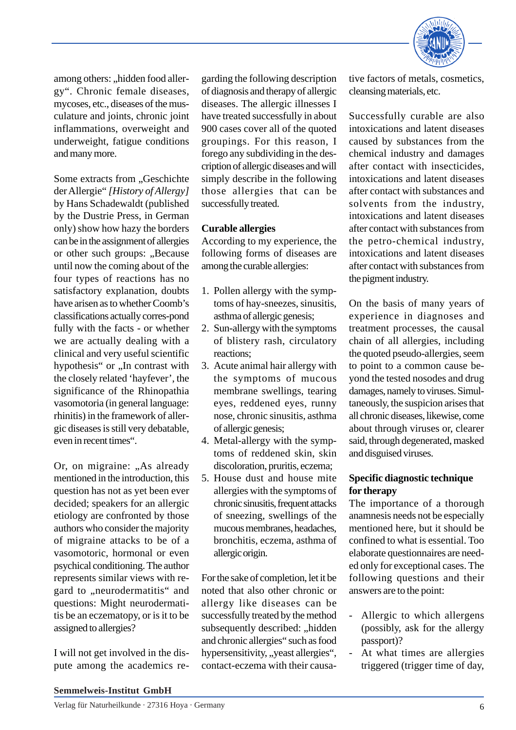among others: „hidden food allergy“. Chronic female diseases, mycoses, etc., diseases of the musculature and joints, chronic joint inflammations, overweight and underweight, fatigue conditions and many more.

Some extracts from „Geschichte der Allergie“ *[History of Allergy]* by Hans Schadewaldt (published by the Dustrie Press, in German only) show how hazy the borders can be in the assignment of allergies or other such groups: „Because until now the coming about of the four types of reactions has no satisfactory explanation, doubts have arisen as to whether Coomb’s classifications actually corres-pond fully with the facts - or whether we are actually dealing with a clinical and very useful scientific hypothesis“ or „In contrast with the closely related ‘hayfever’, the significance of the Rhinopathia vasomotoria (in general language: rhinitis) in the framework of allergic diseases is still very debatable, even in recent times“.

Or, on migraine: „As already mentioned in the introduction, this question has not as yet been ever decided; speakers for an allergic etiology are confronted by those authors who consider the majority of migraine attacks to be of a vasomotoric, hormonal or even psychical conditioning. The author represents similar views with regard to „neurodermatitis“ and questions: Might neurodermatitis be an eczematopy, or is it to be assigned to allergies?

I will not get involved in the dispute among the academics regarding the following description of diagnosis and therapy of allergic diseases. The allergic illnesses I have treated successfully in about 900 cases cover all of the quoted groupings. For this reason, I forego any subdividing in the description of allergic diseases and will simply describe in the following those allergies that can be successfully treated.

**Curable allergies**

According to my experience, the following forms of diseases are among the curable allergies:

1. Pollen allergy with the symptoms of hay-sneezes, sinusitis, asthma of allergic genesis;
2. Sun-allergy with the symptoms of blistery rash, circulatory reactions;
3. Acute animal hair allergy with the symptoms of mucous membrane swellings, tearing eyes, reddened eyes, runny nose, chronic sinusitis, asthma of allergic genesis;
4. Metal-allergy with the symptoms of reddened skin, skin discoloration, pruritis, eczema;
5. House dust and house mite allergies with the symptoms of chronic sinusitis, frequent attacks of sneezing, swellings of the mucous membranes, headaches, bronchitis, eczema, asthma of allergic origin.

For the sake of completion, let it be noted that also other chronic or allergy like diseases can be successfully treated by the method subsequently described: „hidden and chronic allergies“ such as food hypersensitivity, „yeast allergies“, contact-eczema with their causative factors of metals, cosmetics, cleansing materials, etc.

Successfully curable are also intoxications and latent diseases caused by substances from the chemical industry and damages after contact with insecticides, intoxications and latent diseases after contact with substances and solvents from the industry, intoxications and latent diseases after contact with substances from the petro-chemical industry, intoxications and latent diseases after contact with substances from the pigment industry.

On the basis of many years of experience in diagnoses and treatment processes, the causal chain of all allergies, including the quoted pseudo-allergies, seem to point to a common cause beyond the tested nosodes and drug damages, namely to viruses. Simultaneously, the suspicion arises that all chronic diseases, likewise, come about through viruses or, clearer said, through degenerated, masked and disguised viruses.

**Specific diagnostic technique for therapy**

The importance of a thorough anamnesis needs not be especially mentioned here, but it should be confined to what is essential. Too elaborate questionnaires are needed only for exceptional cases. The following questions and their answers are to the point:

- Allergic to which allergens (possibly, ask for the allergy passport)?
- At what times are allergies triggered (trigger time of day,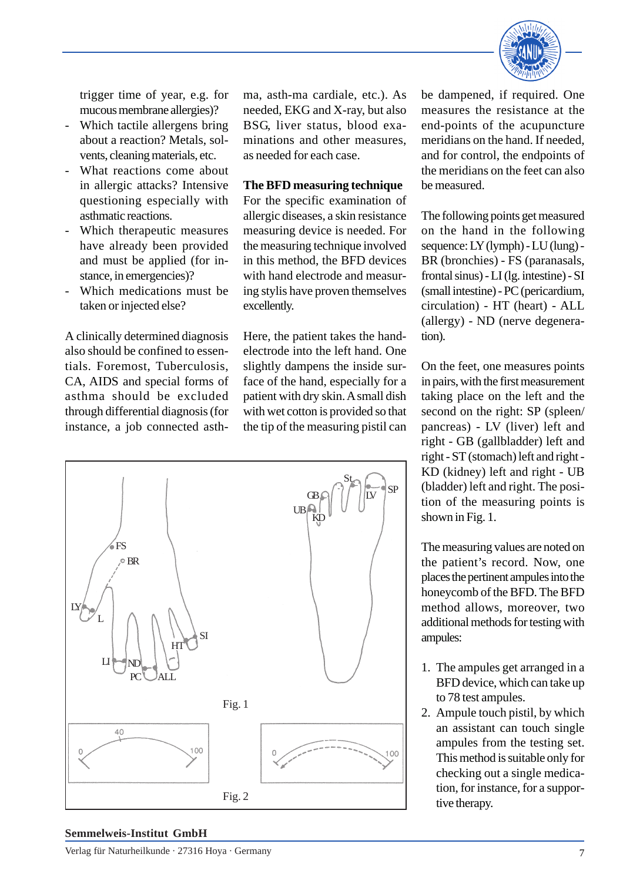trigger time of year, e.g. for mucous membrane allergies)?

- Which tactile allergens bring about a reaction? Metals, solvents, cleaning materials, etc.
- What reactions come about in allergic attacks? Intensive questioning especially with asthmatic reactions.
- Which therapeutic measures have already been provided and must be applied (for instance, in emergencies)?
- Which medications must be taken or injected else?

A clinically determined diagnosis also should be confined to essentials. Foremost, Tuberculosis, CA, AIDS and special forms of asthma should be excluded through differential diagnosis (for instance, a job connected asthma, asth-ma cardiale, etc.). As needed, EKG and X-ray, but also BSG, liver status, blood examinations and other measures, as needed for each case.

**The BFD measuring technique**

For the specific examination of allergic diseases, a skin resistance measuring device is needed. For the measuring technique involved in this method, the BFD devices with hand electrode and measuring stylis have proven themselves excellently.

Here, the patient takes the hand-electrode into the left hand. One slightly dampens the inside surface of the hand, especially for a patient with dry skin. A small dish with wet cotton is provided so that the tip of the measuring pistil can be dampened, if required. One measures the resistance at the end-points of the acupuncture meridians on the hand. If needed, and for control, the endpoints of the meridians on the feet can also be measured.

The following points get measured on the hand in the following sequence: LY (lymph) - LU (lung) - BR (bronchies) - FS (paranasals, frontal sinus) - LI (lg. intestine) - SI (small intestine) - PC (pericardium, circulation) - HT (heart) - ALL (allergy) - ND (nerve degeneration).

On the feet, one measures points in pairs, with the first measurement taking place on the left and the second on the right: SP (spleen/pancreas) - LV (liver) left and right - GB (gallbladder) left and right - ST (stomach) left and right - KD (kidney) left and right - UB (bladder) left and right. The position of the measuring points is shown in Fig. 1.

The measuring values are noted on the patient's record. Now, one places the pertinent ampules into the honeycomb of the BFD. The BFD method allows, moreover, two additional methods for testing with ampules:

1. The ampules get arranged in a BFD device, which can take up to 78 test ampules.
2. Ampule touch pistil, by which an assistant can touch single ampules from the testing set. This method is suitable only for checking out a single medication, for instance, for a supportive therapy.

Fig. 1

Fig. 2

**Semmelweis-Institut GmbH**
Verlag für Naturheilkunde · 27316 Hoya · Germany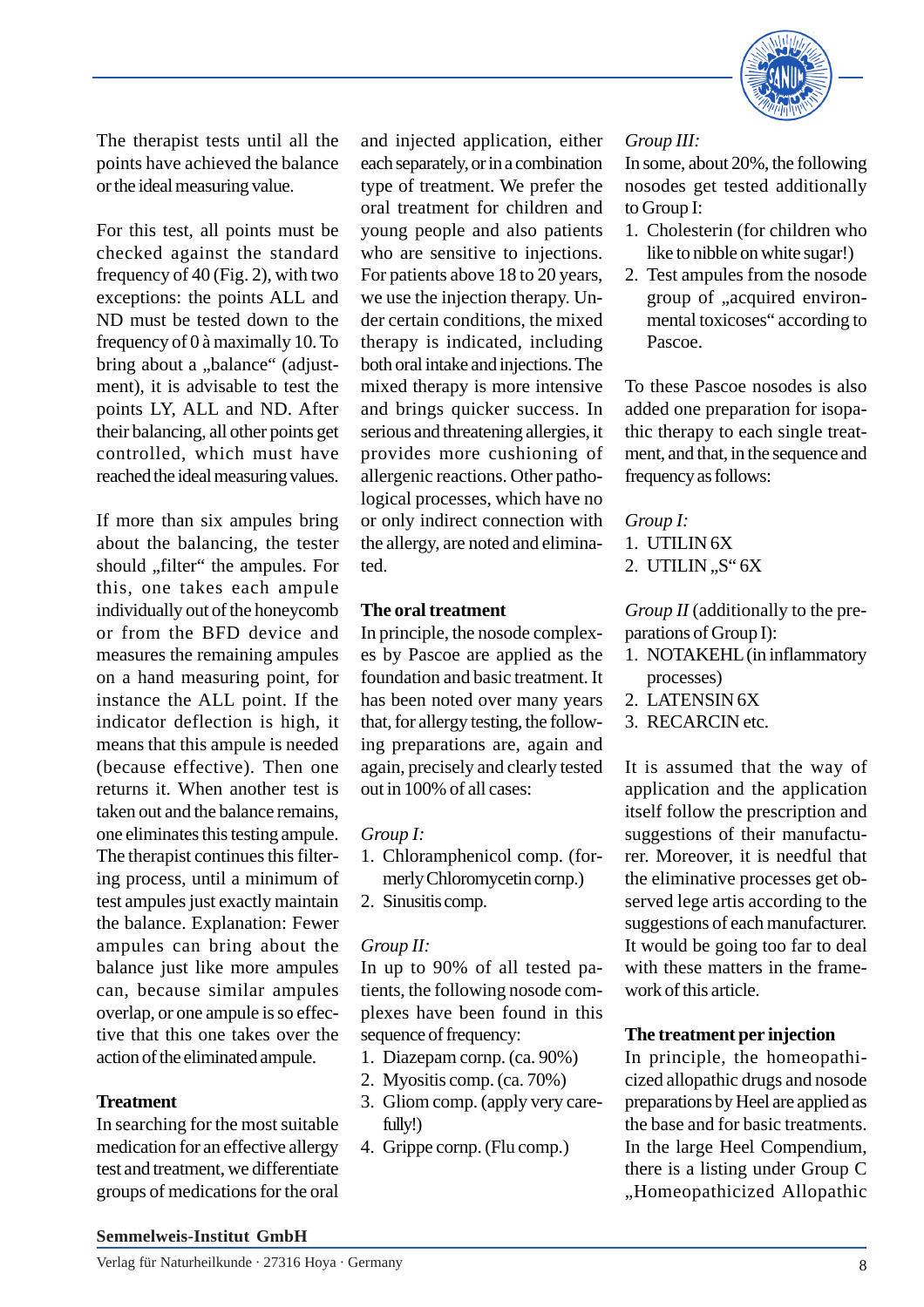The therapist tests until all the points have achieved the balance or the ideal measuring value.

For this test, all points must be checked against the standard frequency of 40 (Fig. 2), with two exceptions: the points ALL and ND must be tested down to the frequency of 0 à maximally 10. To bring about a „balance" (adjustment), it is advisable to test the points LY, ALL and ND. After their balancing, all other points get controlled, which must have reached the ideal measuring values.

If more than six ampules bring about the balancing, the tester should „filter" the ampules. For this, one takes each ampule individually out of the honeycomb or from the BFD device and measures the remaining ampules on a hand measuring point, for instance the ALL point. If the indicator deflection is high, it means that this ampule is needed (because effective). Then one returns it. When another test is taken out and the balance remains, one eliminates this testing ampule. The therapist continues this filtering process, until a minimum of test ampules just exactly maintain the balance. Explanation: Fewer ampules can bring about the balance just like more ampules can, because similar ampules overlap, or one ampule is so effective that this one takes over the action of the eliminated ampule.

**Treatment**

In searching for the most suitable medication for an effective allergy test and treatment, we differentiate groups of medications for the oral and injected application, either each separately, or in a combination type of treatment. We prefer the oral treatment for children and young people and also patients who are sensitive to injections. For patients above 18 to 20 years, we use the injection therapy. Under certain conditions, the mixed therapy is indicated, including both oral intake and injections. The mixed therapy is more intensive and brings quicker success. In serious and threatening allergies, it provides more cushioning of allergenic reactions. Other pathological processes, which have no or only indirect connection with the allergy, are noted and eliminated.

**The oral treatment**

In principle, the nosode complexes by Pascoe are applied as the foundation and basic treatment. It has been noted over many years that, for allergy testing, the following preparations are, again and again, precisely and clearly tested out in 100% of all cases:

*Group I:*

1. Chloramphenicol comp. (formerly Chloromycetin comp.)
2. Sinusitis comp.

*Group II:*

In up to 90% of all tested patients, the following nosode complexes have been found in this sequence of frequency:

1. Diazepam comp. (ca. 90%)
2. Myositis comp. (ca. 70%)
3. Gliom comp. (apply very carefully!)
4. Grippe comp. (Flu comp.)

*Group III:*

In some, about 20%, the following nosodes get tested additionally to Group I:

1. Cholesterin (for children who like to nibble on white sugar!)
2. Test ampules from the nosode group of „acquired environmental toxicoses" according to Pascoe.

To these Pascoe nosodes is also added one preparation for isopathic therapy to each single treatment, and that, in the sequence and frequency as follows:

*Group I:*

1. UTILIN 6X
2. UTILIN „S" 6X

*Group II* (additionally to the preparations of Group I):

1. NOTAKEHL (in inflammatory processes)
2. LATENSIN 6X
3. RECARCIN etc.

It is assumed that the way of application and the application itself follow the prescription and suggestions of their manufacturer. Moreover, it is needful that the eliminative processes get observed lege artis according to the suggestions of each manufacturer. It would be going too far to deal with these matters in the framework of this article.

**The treatment per injection**

In principle, the homeopathicized allopathic drugs and nosode preparations by Heel are applied as the base and for basic treatments. In the large Heel Compendium, there is a listing under Group C „Homeopathicized Allopathic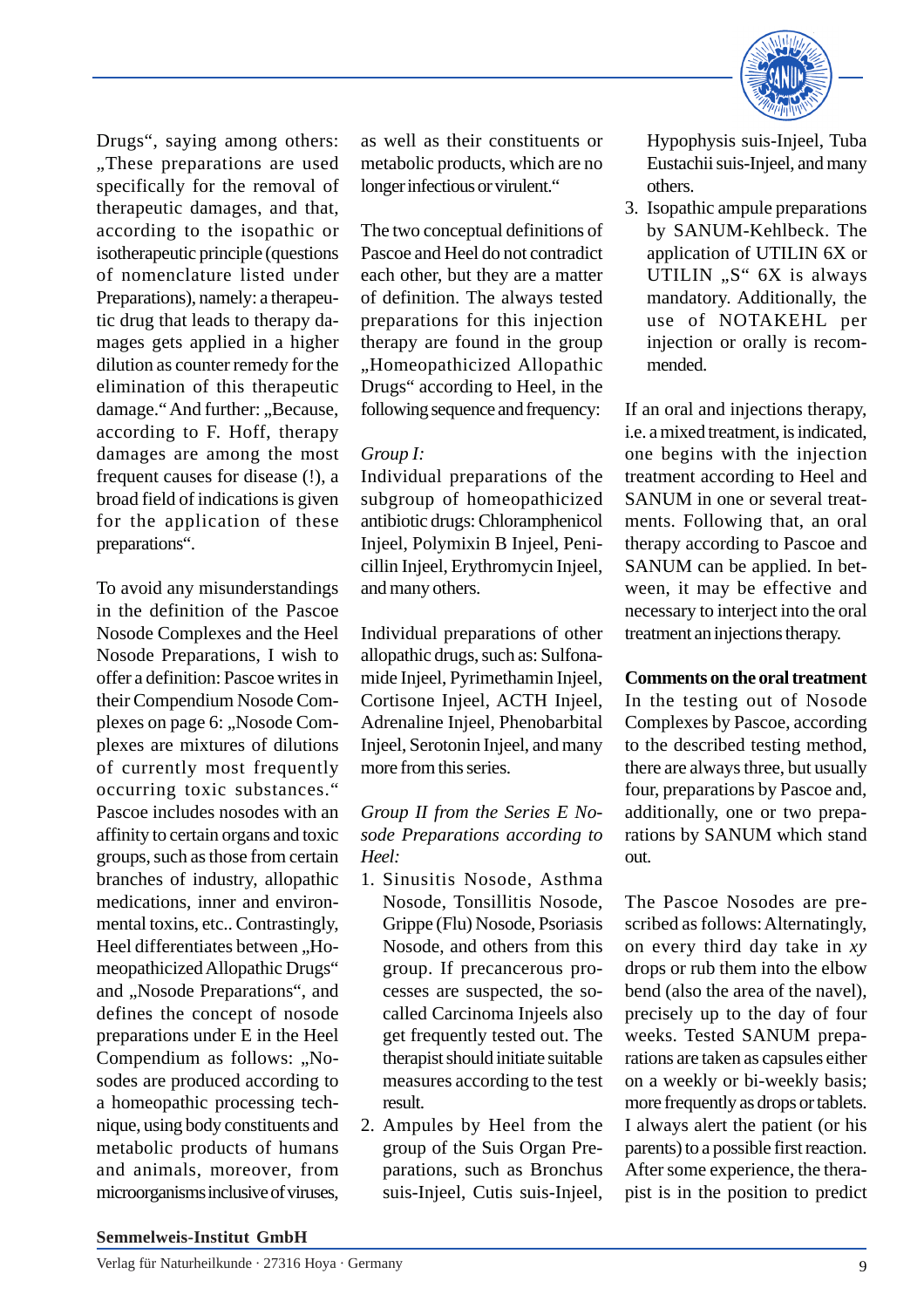Drugs", saying among others: „These preparations are used specifically for the removal of therapeutic damages, and that, according to the isopathic or isotherapeutic principle (questions of nomenclature listed under Preparations), namely: a therapeutic drug that leads to therapy damages gets applied in a higher dilution as counter remedy for the elimination of this therapeutic damage." And further: „Because, according to F. Hoff, therapy damages are among the most frequent causes for disease (!), a broad field of indications is given for the application of these preparations".

To avoid any misunderstandings in the definition of the Pascoe Nosode Complexes and the Heel Nosode Preparations, I wish to offer a definition: Pascoe writes in their Compendium Nosode Complexes on page 6: „Nosode Complexes are mixtures of dilutions of currently most frequently occurring toxic substances." Pascoe includes nosodes with an affinity to certain organs and toxic groups, such as those from certain branches of industry, allopathic medications, inner and environmental toxins, etc.. Contrastingly, Heel differentiates between „Homeopathicized Allopathic Drugs" and „Nosode Preparations", and defines the concept of nosode preparations under E in the Heel Compendium as follows: „Nosodes are produced according to a homeopathic processing technique, using body constituents and metabolic products of humans and animals, moreover, from microorganisms inclusive of viruses, as well as their constituents or metabolic products, which are no longer infectious or virulent."

The two conceptual definitions of Pascoe and Heel do not contradict each other, but they are a matter of definition. The always tested preparations for this injection therapy are found in the group „Homeopathicized Allopathic Drugs" according to Heel, in the following sequence and frequency:

*Group I:*
Individual preparations of the subgroup of homeopathicized antibiotic drugs: Chloramphenicol Injeel, Polymixin B Injeel, Penicillin Injeel, Erythromycin Injeel, and many others.

Individual preparations of other allopathic drugs, such as: Sulfonamide Injeel, Pyrimethamin Injeel, Cortisone Injeel, ACTH Injeel, Adrenaline Injeel, Phenobarbital Injeel, Serotonin Injeel, and many more from this series.

*Group II from the Series E Nosode Preparations according to Heel:*

1. Sinusitis Nosode, Asthma Nosode, Tonsillitis Nosode, Grippe (Flu) Nosode, Psoriasis Nosode, and others from this group. If precancerous processes are suspected, the so-called Carcinoma Injeels also get frequently tested out. The therapist should initiate suitable measures according to the test result.
2. Ampules by Heel from the group of the Suis Organ Preparations, such as Bronchus suis-Injeel, Cutis suis-Injeel, Hypophysis suis-Injeel, Tuba Eustachii suis-Injeel, and many others.
3. Isopathic ampule preparations by SANUM-Kehlbeck. The application of UTILIN 6X or UTILIN „S" 6X is always mandatory. Additionally, the use of NOTAKEHL per injection or orally is recommended.

If an oral and injections therapy, i.e. a mixed treatment, is indicated, one begins with the injection treatment according to Heel and SANUM in one or several treatments. Following that, an oral therapy according to Pascoe and SANUM can be applied. In between, it may be effective and necessary to interject into the oral treatment an injections therapy.

**Comments on the oral treatment**
In the testing out of Nosode Complexes by Pascoe, according to the described testing method, there are always three, but usually four, preparations by Pascoe and, additionally, one or two preparations by SANUM which stand out.

The Pascoe Nosodes are prescribed as follows: Alternatingly, on every third day take in *xy* drops or rub them into the elbow bend (also the area of the navel), precisely up to the day of four weeks. Tested SANUM preparations are taken as capsules either on a weekly or bi-weekly basis; more frequently as drops or tablets. I always alert the patient (or his parents) to a possible first reaction. After some experience, the therapist is in the position to predict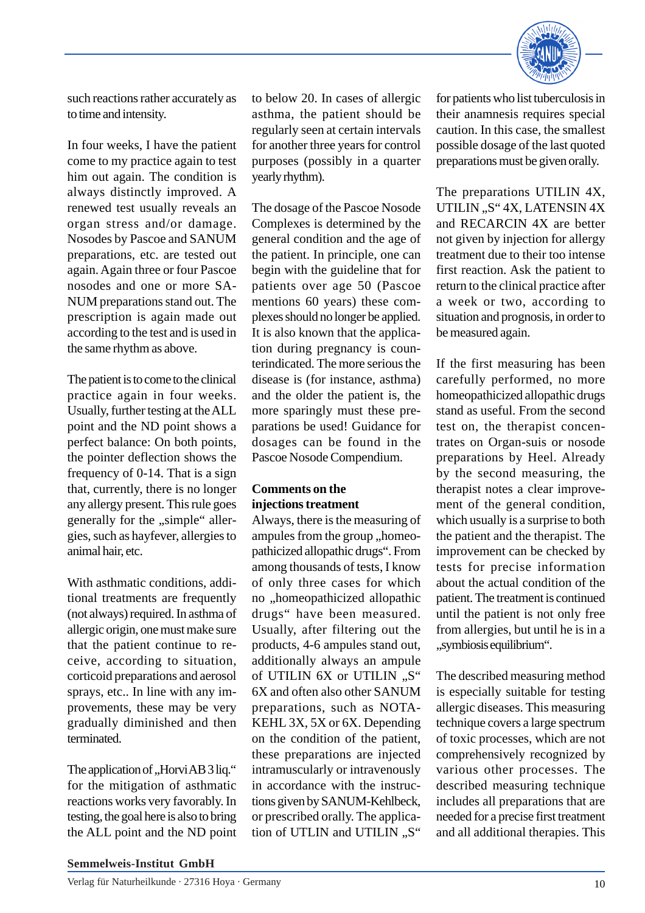such reactions rather accurately as to time and intensity.

In four weeks, I have the patient come to my practice again to test him out again. The condition is always distinctly improved. A renewed test usually reveals an organ stress and/or damage. Nosodes by Pascoe and SANUM preparations, etc. are tested out again. Again three or four Pascoe nosodes and one or more SANUM preparations stand out. The prescription is again made out according to the test and is used in the same rhythm as above.

The patient is to come to the clinical practice again in four weeks. Usually, further testing at the ALL point and the ND point shows a perfect balance: On both points, the pointer deflection shows the frequency of 0-14. That is a sign that, currently, there is no longer any allergy present. This rule goes generally for the „simple" allergies, such as hayfever, allergies to animal hair, etc.

With asthmatic conditions, additional treatments are frequently (not always) required. In asthma of allergic origin, one must make sure that the patient continue to receive, according to situation, corticoid preparations and aerosol sprays, etc.. In line with any improvements, these may be very gradually diminished and then terminated.

The application of „Horvi AB 3 liq." for the mitigation of asthmatic reactions works very favorably. In testing, the goal here is also to bring the ALL point and the ND point to below 20. In cases of allergic asthma, the patient should be regularly seen at certain intervals for another three years for control purposes (possibly in a quarter yearly rhythm).

The dosage of the Pascoe Nosode Complexes is determined by the general condition and the age of the patient. In principle, one can begin with the guideline that for patients over age 50 (Pascoe mentions 60 years) these complexes should no longer be applied. It is also known that the application during pregnancy is counterindicated. The more serious the disease is (for instance, asthma) and the older the patient is, the more sparingly must these preparations be used! Guidance for dosages can be found in the Pascoe Nosode Compendium.

**Comments on the injections treatment**

Always, there is the measuring of ampules from the group „homeopathicized allopathic drugs". From among thousands of tests, I know of only three cases for which no „homeopathicized allopathic drugs" have been measured. Usually, after filtering out the products, 4-6 ampules stand out, additionally always an ampule of UTILIN 6X or UTILIN „S" 6X and often also other SANUM preparations, such as NOTAKEHL 3X, 5X or 6X. Depending on the condition of the patient, these preparations are injected intramuscularly or intravenously in accordance with the instructions given by SANUM-Kehlbeck, or prescribed orally. The application of UTLIN and UTILIN „S" for patients who list tuberculosis in their anamnesis requires special caution. In this case, the smallest possible dosage of the last quoted preparations must be given orally.

The preparations UTILIN 4X, UTILIN „S" 4X, LATENSIN 4X and RECARCIN 4X are better not given by injection for allergy treatment due to their too intense first reaction. Ask the patient to return to the clinical practice after a week or two, according to situation and prognosis, in order to be measured again.

If the first measuring has been carefully performed, no more homeopathicized allopathic drugs stand as useful. From the second test on, the therapist concentrates on Organ-suis or nosode preparations by Heel. Already by the second measuring, the therapist notes a clear improvement of the general condition, which usually is a surprise to both the patient and the therapist. The improvement can be checked by tests for precise information about the actual condition of the patient. The treatment is continued until the patient is not only free from allergies, but until he is in a „symbiosis equilibrium".

The described measuring method is especially suitable for testing allergic diseases. This measuring technique covers a large spectrum of toxic processes, which are not comprehensively recognized by various other processes. The described measuring technique includes all preparations that are needed for a precise first treatment and all additional therapies. This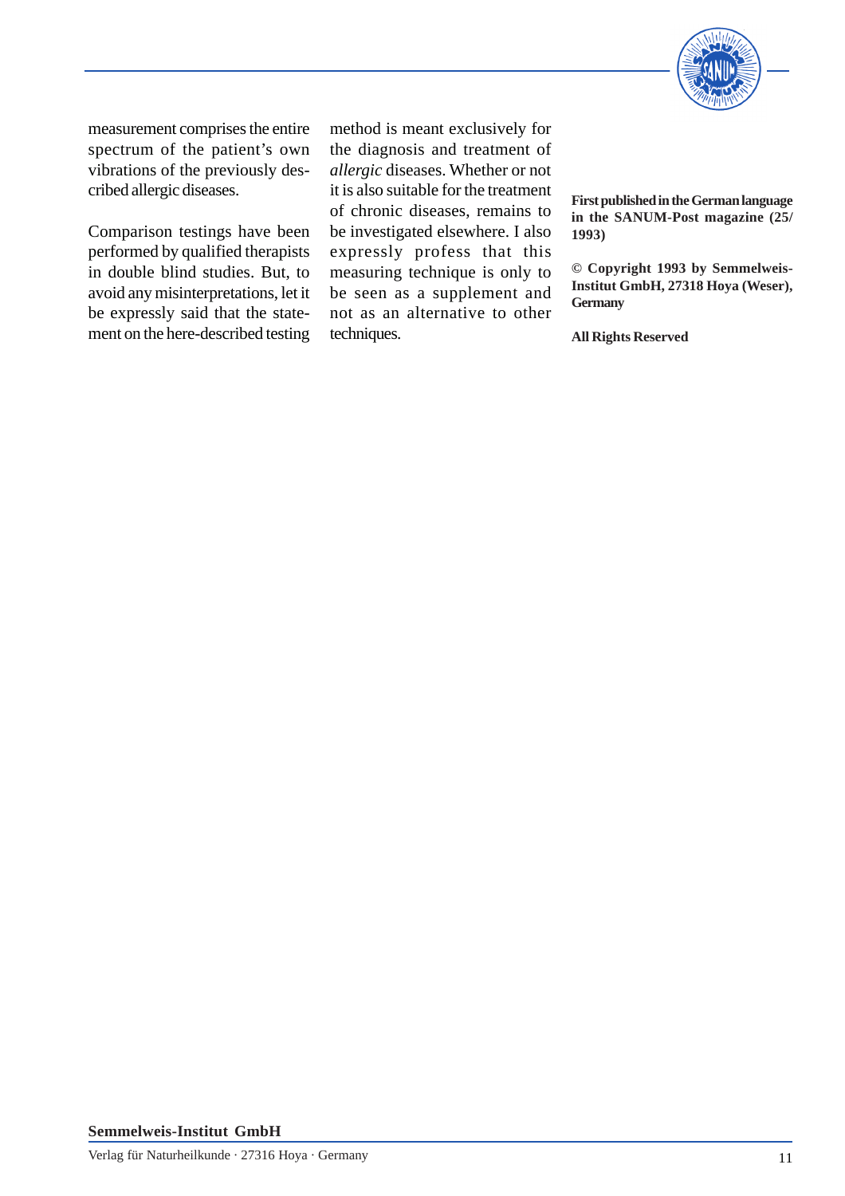measurement comprises the entire spectrum of the patient's own vibrations of the previously described allergic diseases.

Comparison testings have been performed by qualified therapists in double blind studies. But, to avoid any misinterpretations, let it be expressly said that the statement on the here-described testing method is meant exclusively for the diagnosis and treatment of *allergic* diseases. Whether or not it is also suitable for the treatment of chronic diseases, remains to be investigated elsewhere. I also expressly profess that this measuring technique is only to be seen as a supplement and not as an alternative to other techniques.

**First published in the German language in the SANUM-Post magazine (25/1993)**

**© Copyright 1993 by Semmelweis-Institut GmbH, 27318 Hoya (Weser), Germany**

**All Rights Reserved**